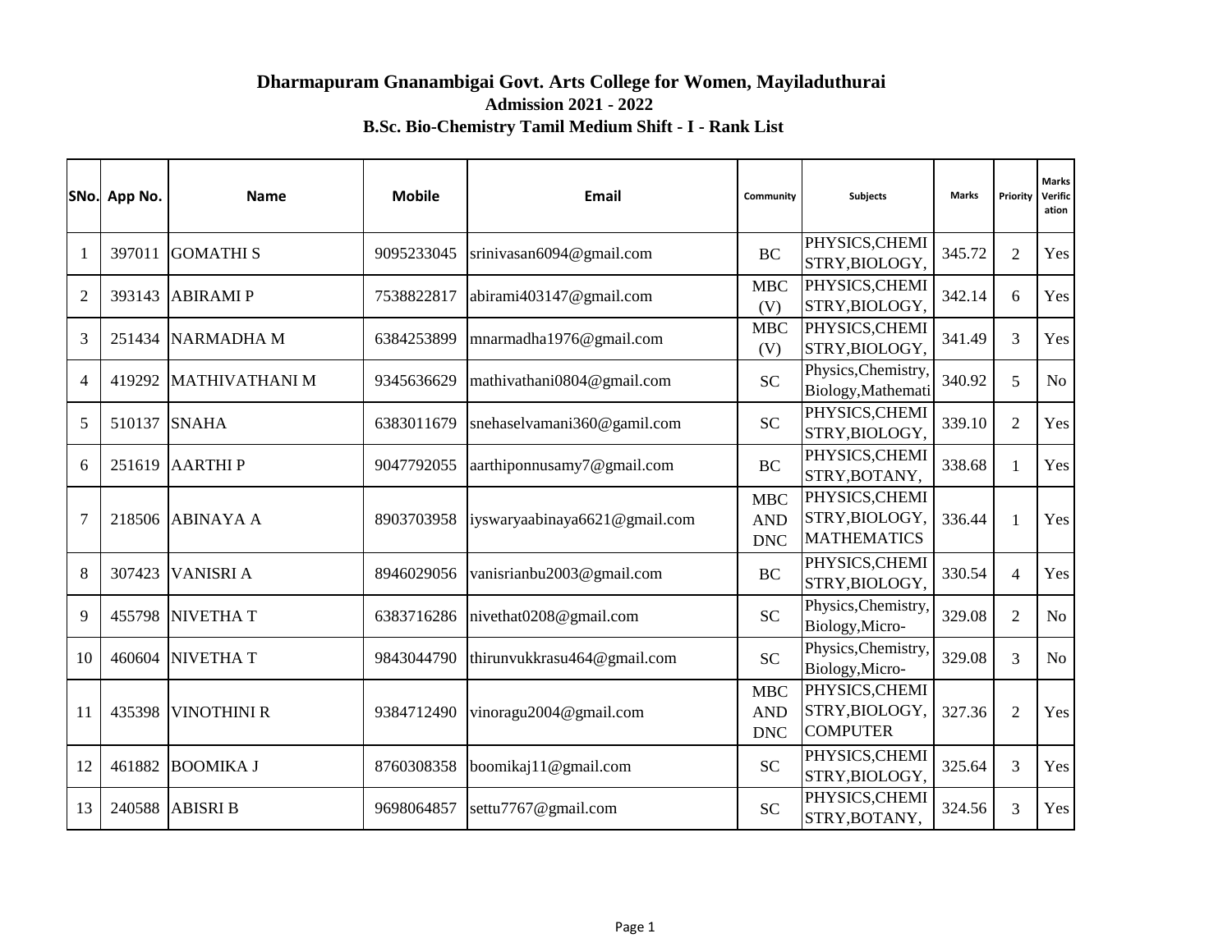# Dharmapuram Gnanambigai Govt. Arts College for Women, Mayiladuthurai

## Admission 2021 - 2022

### B.Sc. Bio-Chemistry Tamil Medium Shift - I - Rank List

| SNo. | App No. | Name | Mobile | Email | Community | Subjects | Marks | Priority | Marks Verification |
|---|---|---|---|---|---|---|---|---|---|
| 1 | 397011 | GOMATHI S | 9095233045 | srinivasan6094@gmail.com | BC | PHYSICS,CHEMISTRY,BIOLOGY, | 345.72 | 2 | Yes |
| 2 | 393143 | ABIRAMI P | 7538822817 | abirami403147@gmail.com | MBC (V) | PHYSICS,CHEMISTRY,BIOLOGY, | 342.14 | 6 | Yes |
| 3 | 251434 | NARMADHA M | 6384253899 | mnarmadha1976@gmail.com | MBC (V) | PHYSICS,CHEMISTRY,BIOLOGY, | 341.49 | 3 | Yes |
| 4 | 419292 | MATHIVATHANI M | 9345636629 | mathivathani0804@gmail.com | SC | Physics,Chemistry,Biology,Mathemati | 340.92 | 5 | No |
| 5 | 510137 | SNAHA | 6383011679 | snehaselvamani360@gamil.com | SC | PHYSICS,CHEMISTRY,BIOLOGY, | 339.10 | 2 | Yes |
| 6 | 251619 | AARTHI P | 9047792055 | aarthiponnusamy7@gmail.com | BC | PHYSICS,CHEMISTRY,BOTANY, | 338.68 | 1 | Yes |
| 7 | 218506 | ABINAYA A | 8903703958 | iyswaryaabinaya6621@gmail.com | MBC AND DNC | PHYSICS,CHEMISTRY,BIOLOGY,MATHEMATICS | 336.44 | 1 | Yes |
| 8 | 307423 | VANISRI A | 8946029056 | vanisrianbu2003@gmail.com | BC | PHYSICS,CHEMISTRY,BIOLOGY, | 330.54 | 4 | Yes |
| 9 | 455798 | NIVETHA T | 6383716286 | nivethat0208@gmail.com | SC | Physics,Chemistry,Biology,Micro- | 329.08 | 2 | No |
| 10 | 460604 | NIVETHA T | 9843044790 | thirunvukkrasu464@gmail.com | SC | Physics,Chemistry,Biology,Micro- | 329.08 | 3 | No |
| 11 | 435398 | VINOTHINI R | 9384712490 | vinoragu2004@gmail.com | MBC AND DNC | PHYSICS,CHEMISTRY,BIOLOGY,COMPUTER | 327.36 | 2 | Yes |
| 12 | 461882 | BOOMIKA J | 8760308358 | boomikaj11@gmail.com | SC | PHYSICS,CHEMISTRY,BIOLOGY, | 325.64 | 3 | Yes |
| 13 | 240588 | ABISRI B | 9698064857 | settu7767@gmail.com | SC | PHYSICS,CHEMISTRY,BOTANY, | 324.56 | 3 | Yes |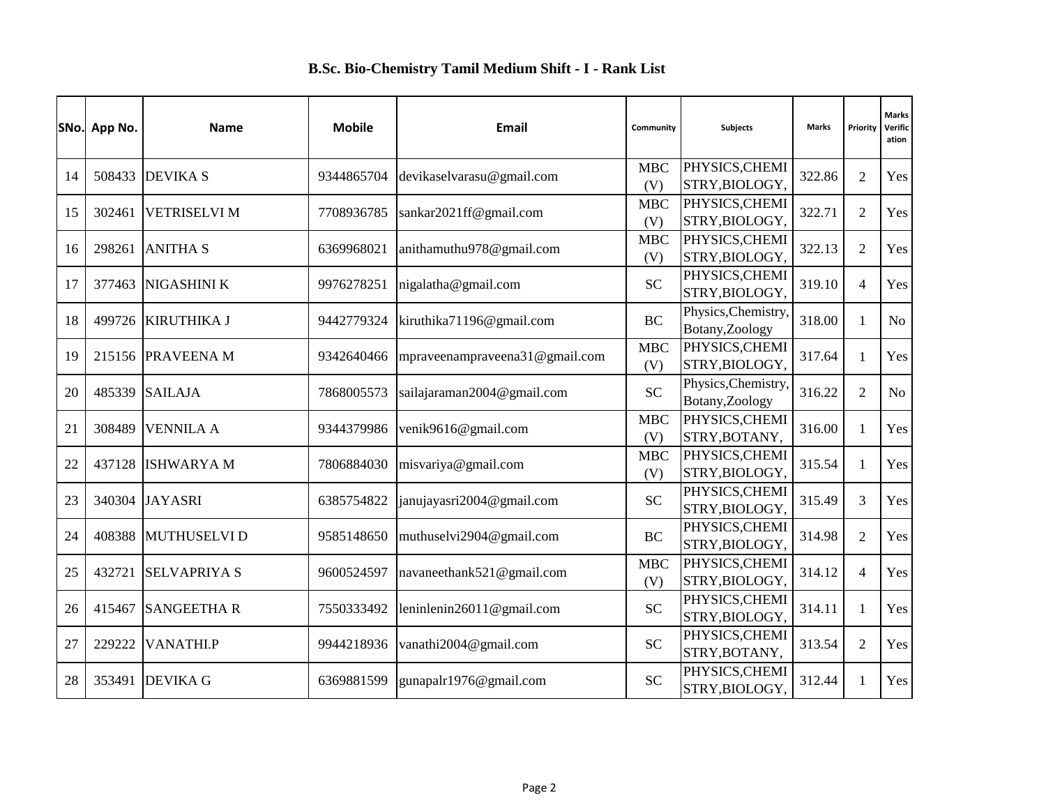## B.Sc. Bio-Chemistry Tamil Medium Shift - I - Rank List

| SNo. | App No. | Name | Mobile | Email | Community | Subjects | Marks | Priority | Marks Verification |
|---|---|---|---|---|---|---|---|---|---|
| 14 | 508433 | DEVIKA S | 9344865704 | devikaselvarasu@gmail.com | MBC (V) | PHYSICS,CHEMISTRY,BIOLOGY, | 322.86 | 2 | Yes |
| 15 | 302461 | VETRISELVI M | 7708936785 | sankar2021ff@gmail.com | MBC (V) | PHYSICS,CHEMISTRY,BIOLOGY, | 322.71 | 2 | Yes |
| 16 | 298261 | ANITHA S | 6369968021 | anithamuthu978@gmail.com | MBC (V) | PHYSICS,CHEMISTRY,BIOLOGY, | 322.13 | 2 | Yes |
| 17 | 377463 | NIGASHINI K | 9976278251 | nigalatha@gmail.com | SC | PHYSICS,CHEMISTRY,BIOLOGY, | 319.10 | 4 | Yes |
| 18 | 499726 | KIRUTHIKA J | 9442779324 | kiruthika71196@gmail.com | BC | Physics,Chemistry,Botany,Zoology | 318.00 | 1 | No |
| 19 | 215156 | PRAVEENA M | 9342640466 | mpraveenampraveena31@gmail.com | MBC (V) | PHYSICS,CHEMISTRY,BIOLOGY, | 317.64 | 1 | Yes |
| 20 | 485339 | SAILAJA | 7868005573 | sailajaraman2004@gmail.com | SC | Physics,Chemistry,Botany,Zoology | 316.22 | 2 | No |
| 21 | 308489 | VENNILA A | 9344379986 | venik9616@gmail.com | MBC (V) | PHYSICS,CHEMISTRY,BOTANY, | 316.00 | 1 | Yes |
| 22 | 437128 | ISHWARYA M | 7806884030 | misvariya@gmail.com | MBC (V) | PHYSICS,CHEMISTRY,BIOLOGY, | 315.54 | 1 | Yes |
| 23 | 340304 | JAYASRI | 6385754822 | janujayasri2004@gmail.com | SC | PHYSICS,CHEMISTRY,BIOLOGY, | 315.49 | 3 | Yes |
| 24 | 408388 | MUTHUSELVI D | 9585148650 | muthuselvi2904@gmail.com | BC | PHYSICS,CHEMISTRY,BIOLOGY, | 314.98 | 2 | Yes |
| 25 | 432721 | SELVAPRIYA S | 9600524597 | navaneethank521@gmail.com | MBC (V) | PHYSICS,CHEMISTRY,BIOLOGY, | 314.12 | 4 | Yes |
| 26 | 415467 | SANGEETHA R | 7550333492 | leninlenin26011@gmail.com | SC | PHYSICS,CHEMISTRY,BIOLOGY, | 314.11 | 1 | Yes |
| 27 | 229222 | VANATHI.P | 9944218936 | vanathi2004@gmail.com | SC | PHYSICS,CHEMISTRY,BOTANY, | 313.54 | 2 | Yes |
| 28 | 353491 | DEVIKA G | 6369881599 | gunapalr1976@gmail.com | SC | PHYSICS,CHEMISTRY,BIOLOGY, | 312.44 | 1 | Yes |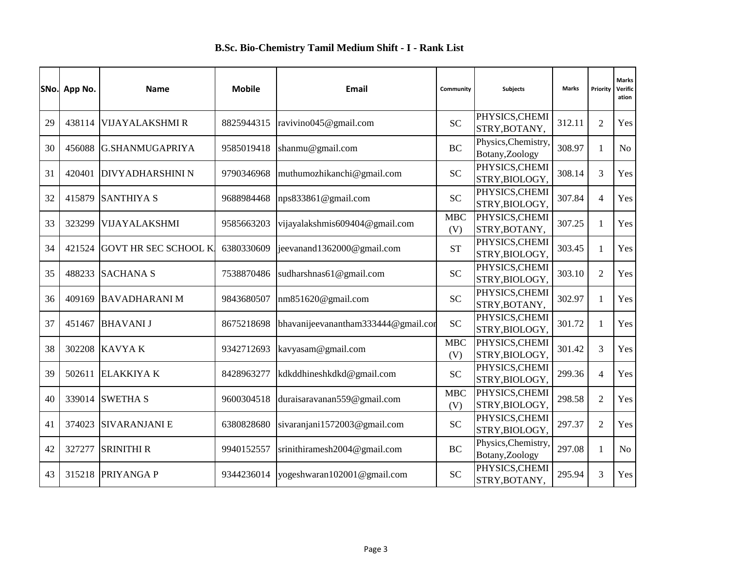## B.Sc. Bio-Chemistry Tamil Medium Shift - I - Rank List

| SNo. | App No. | Name | Mobile | Email | Community | Subjects | Marks | Priority | Marks Verification |
|---|---|---|---|---|---|---|---|---|---|
| 29 | 438114 | VIJAYALAKSHMI R | 8825944315 | ravivino045@gmail.com | SC | PHYSICS,CHEMISTRY,BOTANY, | 312.11 | 2 | Yes |
| 30 | 456088 | G.SHANMUGAPRIYA | 9585019418 | shanmu@gmail.com | BC | Physics,Chemistry,Botany,Zoology | 308.97 | 1 | No |
| 31 | 420401 | DIVYADHARSHINI N | 9790346968 | muthumozhikanchi@gmail.com | SC | PHYSICS,CHEMISTRY,BIOLOGY, | 308.14 | 3 | Yes |
| 32 | 415879 | SANTHIYA S | 9688984468 | nps833861@gmail.com | SC | PHYSICS,CHEMISTRY,BIOLOGY, | 307.84 | 4 | Yes |
| 33 | 323299 | VIJAYALAKSHMI | 9585663203 | vijayalakshmis609404@gmail.com | MBC (V) | PHYSICS,CHEMISTRY,BOTANY, | 307.25 | 1 | Yes |
| 34 | 421524 | GOVT HR SEC SCHOOL K. | 6380330609 | jeevanand1362000@gmail.com | ST | PHYSICS,CHEMISTRY,BIOLOGY, | 303.45 | 1 | Yes |
| 35 | 488233 | SACHANA S | 7538870486 | sudharshnas61@gmail.com | SC | PHYSICS,CHEMISTRY,BIOLOGY, | 303.10 | 2 | Yes |
| 36 | 409169 | BAVADHARANI M | 9843680507 | nm851620@gmail.com | SC | PHYSICS,CHEMISTRY,BOTANY, | 302.97 | 1 | Yes |
| 37 | 451467 | BHAVANI J | 8675218698 | bhavanijeevanantham333444@gmail.cor | SC | PHYSICS,CHEMISTRY,BIOLOGY, | 301.72 | 1 | Yes |
| 38 | 302208 | KAVYA K | 9342712693 | kavyasam@gmail.com | MBC (V) | PHYSICS,CHEMISTRY,BIOLOGY, | 301.42 | 3 | Yes |
| 39 | 502611 | ELAKKIYA K | 8428963277 | kdkddhineshkdkd@gmail.com | SC | PHYSICS,CHEMISTRY,BIOLOGY, | 299.36 | 4 | Yes |
| 40 | 339014 | SWETHA S | 9600304518 | duraisaravanan559@gmail.com | MBC (V) | PHYSICS,CHEMISTRY,BIOLOGY, | 298.58 | 2 | Yes |
| 41 | 374023 | SIVARANJANI E | 6380828680 | sivaranjani1572003@gmail.com | SC | PHYSICS,CHEMISTRY,BIOLOGY, | 297.37 | 2 | Yes |
| 42 | 327277 | SRINITHI R | 9940152557 | srinithiramesh2004@gmail.com | BC | Physics,Chemistry,Botany,Zoology | 297.08 | 1 | No |
| 43 | 315218 | PRIYANGA P | 9344236014 | yogeshwaran102001@gmail.com | SC | PHYSICS,CHEMISTRY,BOTANY, | 295.94 | 3 | Yes |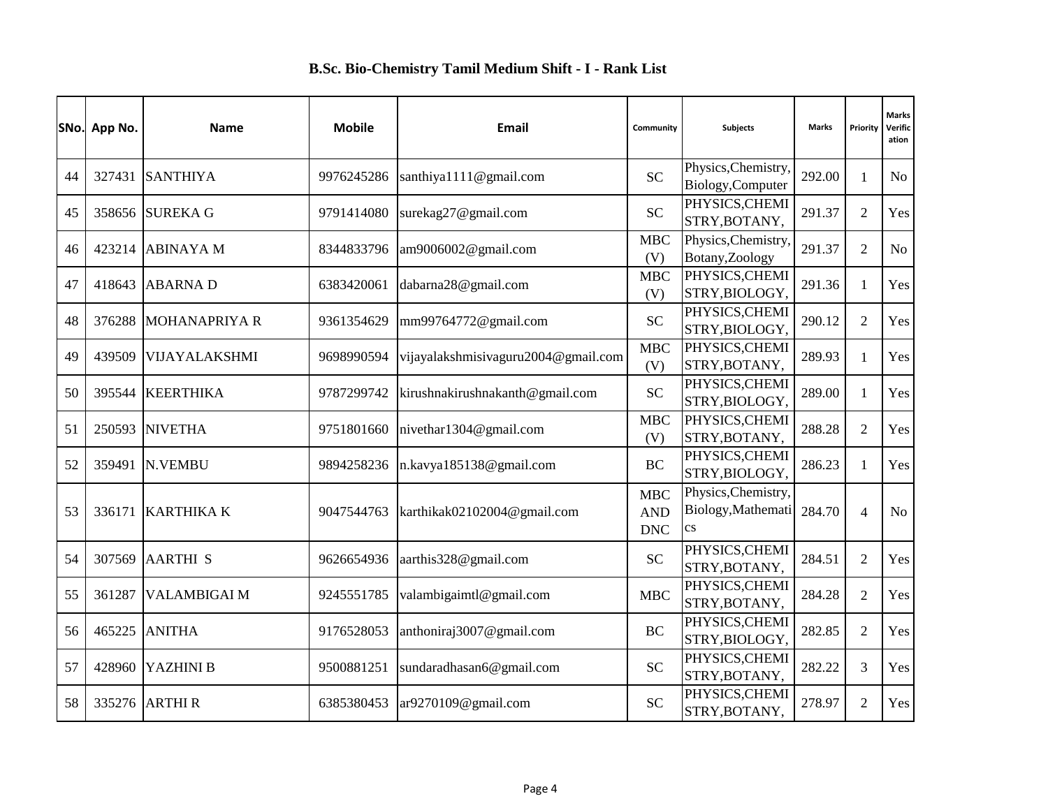# B.Sc. Bio-Chemistry Tamil Medium Shift - I - Rank List

| SNo. | App No. | Name | Mobile | Email | Community | Subjects | Marks | Priority | Marks Verification |
|---|---|---|---|---|---|---|---|---|---|
| 44 | 327431 | SANTHIYA | 9976245286 | santhiya1111@gmail.com | SC | Physics,Chemistry,Biology,Computer | 292.00 | 1 | No |
| 45 | 358656 | SUREKA G | 9791414080 | surekag27@gmail.com | SC | PHYSICS,CHEMISTRY,BOTANY, | 291.37 | 2 | Yes |
| 46 | 423214 | ABINAYA M | 8344833796 | am9006002@gmail.com | MBC (V) | Physics,Chemistry,Botany,Zoology | 291.37 | 2 | No |
| 47 | 418643 | ABARNA D | 6383420061 | dabarna28@gmail.com | MBC (V) | PHYSICS,CHEMISTRY,BIOLOGY, | 291.36 | 1 | Yes |
| 48 | 376288 | MOHANAPRIYA R | 9361354629 | mm99764772@gmail.com | SC | PHYSICS,CHEMISTRY,BIOLOGY, | 290.12 | 2 | Yes |
| 49 | 439509 | VIJAYALAKSHMI | 9698990594 | vijayalakshmisivaguru2004@gmail.com | MBC (V) | PHYSICS,CHEMISTRY,BOTANY, | 289.93 | 1 | Yes |
| 50 | 395544 | KEERTHIKA | 9787299742 | kirushnakirushnakanth@gmail.com | SC | PHYSICS,CHEMISTRY,BIOLOGY, | 289.00 | 1 | Yes |
| 51 | 250593 | NIVETHA | 9751801660 | nivethar1304@gmail.com | MBC (V) | PHYSICS,CHEMISTRY,BOTANY, | 288.28 | 2 | Yes |
| 52 | 359491 | N.VEMBU | 9894258236 | n.kavya185138@gmail.com | BC | PHYSICS,CHEMISTRY,BIOLOGY, | 286.23 | 1 | Yes |
| 53 | 336171 | KARTHIKA K | 9047544763 | karthikak02102004@gmail.com | MBC AND DNC | Physics,Chemistry,Biology,Mathematics | 284.70 | 4 | No |
| 54 | 307569 | AARTHI S | 9626654936 | aarthis328@gmail.com | SC | PHYSICS,CHEMISTRY,BOTANY, | 284.51 | 2 | Yes |
| 55 | 361287 | VALAMBIGAI M | 9245551785 | valambigaimtl@gmail.com | MBC | PHYSICS,CHEMISTRY,BOTANY, | 284.28 | 2 | Yes |
| 56 | 465225 | ANITHA | 9176528053 | anthoniraj3007@gmail.com | BC | PHYSICS,CHEMISTRY,BIOLOGY, | 282.85 | 2 | Yes |
| 57 | 428960 | YAZHINI B | 9500881251 | sundaradhasan6@gmail.com | SC | PHYSICS,CHEMISTRY,BOTANY, | 282.22 | 3 | Yes |
| 58 | 335276 | ARTHI R | 6385380453 | ar9270109@gmail.com | SC | PHYSICS,CHEMISTRY,BOTANY, | 278.97 | 2 | Yes |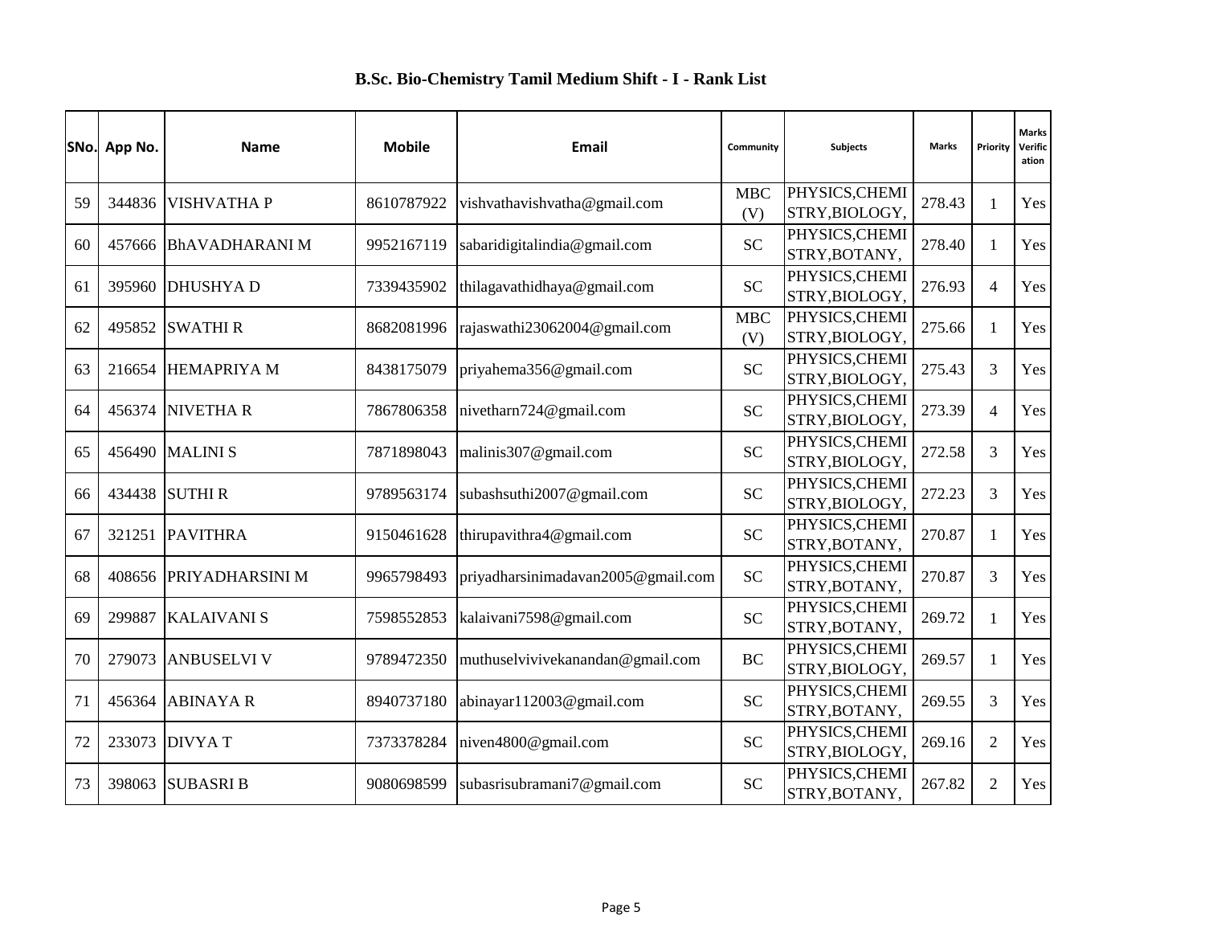## B.Sc. Bio-Chemistry Tamil Medium Shift - I - Rank List

| SNo. | App No. | Name | Mobile | Email | Community | Subjects | Marks | Priority | Marks Verification |
|---|---|---|---|---|---|---|---|---|---|
| 59 | 344836 | VISHVATHA P | 8610787922 | vishvathavishvatha@gmail.com | MBC (V) | PHYSICS,CHEMISTRY,BIOLOGY, | 278.43 | 1 | Yes |
| 60 | 457666 | BhAVADHARANI M | 9952167119 | sabaridigitalindia@gmail.com | SC | PHYSICS,CHEMISTRY,BOTANY, | 278.40 | 1 | Yes |
| 61 | 395960 | DHUSHYA D | 7339435902 | thilagavathidhaya@gmail.com | SC | PHYSICS,CHEMISTRY,BIOLOGY, | 276.93 | 4 | Yes |
| 62 | 495852 | SWATHI R | 8682081996 | rajaswathi23062004@gmail.com | MBC (V) | PHYSICS,CHEMISTRY,BIOLOGY, | 275.66 | 1 | Yes |
| 63 | 216654 | HEMAPRIYA M | 8438175079 | priyahema356@gmail.com | SC | PHYSICS,CHEMISTRY,BIOLOGY, | 275.43 | 3 | Yes |
| 64 | 456374 | NIVETHA R | 7867806358 | nivetharn724@gmail.com | SC | PHYSICS,CHEMISTRY,BIOLOGY, | 273.39 | 4 | Yes |
| 65 | 456490 | MALINI S | 7871898043 | malinis307@gmail.com | SC | PHYSICS,CHEMISTRY,BIOLOGY, | 272.58 | 3 | Yes |
| 66 | 434438 | SUTHI R | 9789563174 | subashsuthi2007@gmail.com | SC | PHYSICS,CHEMISTRY,BIOLOGY, | 272.23 | 3 | Yes |
| 67 | 321251 | PAVITHRA | 9150461628 | thirupavithra4@gmail.com | SC | PHYSICS,CHEMISTRY,BOTANY, | 270.87 | 1 | Yes |
| 68 | 408656 | PRIYADHARSINI M | 9965798493 | priyadharsinimadavan2005@gmail.com | SC | PHYSICS,CHEMISTRY,BOTANY, | 270.87 | 3 | Yes |
| 69 | 299887 | KALAIVANI S | 7598552853 | kalaivani7598@gmail.com | SC | PHYSICS,CHEMISTRY,BOTANY, | 269.72 | 1 | Yes |
| 70 | 279073 | ANBUSELVI V | 9789472350 | muthuselvivivekanandan@gmail.com | BC | PHYSICS,CHEMISTRY,BIOLOGY, | 269.57 | 1 | Yes |
| 71 | 456364 | ABINAYA R | 8940737180 | abinayar112003@gmail.com | SC | PHYSICS,CHEMISTRY,BOTANY, | 269.55 | 3 | Yes |
| 72 | 233073 | DIVYA T | 7373378284 | niven4800@gmail.com | SC | PHYSICS,CHEMISTRY,BIOLOGY, | 269.16 | 2 | Yes |
| 73 | 398063 | SUBASRI B | 9080698599 | subasrisubramani7@gmail.com | SC | PHYSICS,CHEMISTRY,BOTANY, | 267.82 | 2 | Yes |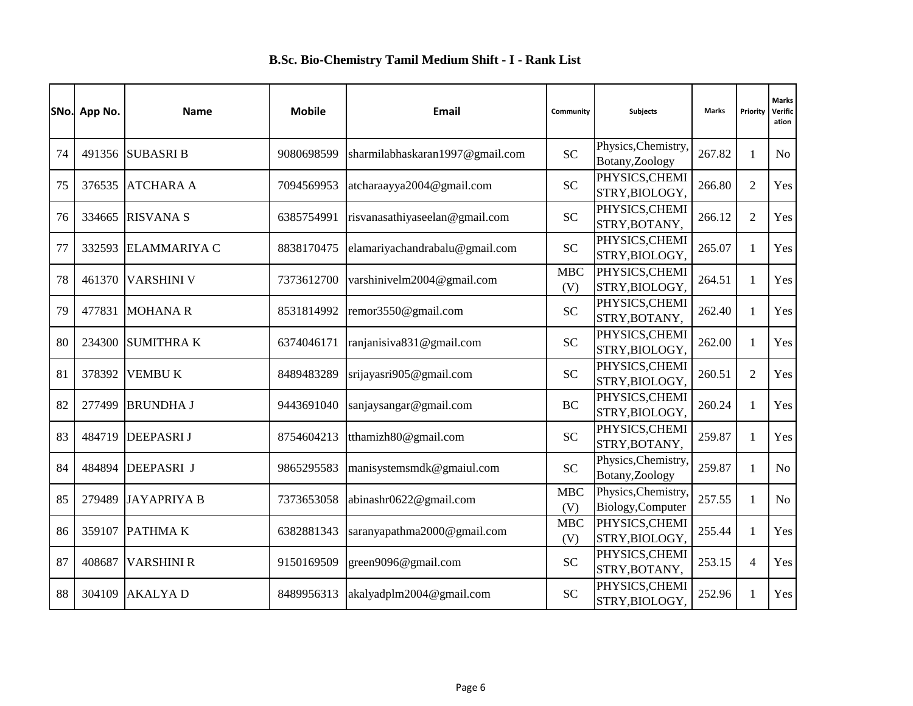## B.Sc. Bio-Chemistry Tamil Medium Shift - I - Rank List

| SNo. | App No. | Name | Mobile | Email | Community | Subjects | Marks | Priority | Marks Verification |
|---|---|---|---|---|---|---|---|---|---|
| 74 | 491356 | SUBASRI B | 9080698599 | sharmilabhaskaran1997@gmail.com | SC | Physics,Chemistry, Botany,Zoology | 267.82 | 1 | No |
| 75 | 376535 | ATCHARA A | 7094569953 | atcharaayya2004@gmail.com | SC | PHYSICS,CHEMISTRY,BIOLOGY, | 266.80 | 2 | Yes |
| 76 | 334665 | RISVANA S | 6385754991 | risvanasathiyaseelan@gmail.com | SC | PHYSICS,CHEMISTRY,BOTANY, | 266.12 | 2 | Yes |
| 77 | 332593 | ELAMMARIYA C | 8838170475 | elamariyachandrabalu@gmail.com | SC | PHYSICS,CHEMISTRY,BIOLOGY, | 265.07 | 1 | Yes |
| 78 | 461370 | VARSHINI V | 7373612700 | varshinivelm2004@gmail.com | MBC (V) | PHYSICS,CHEMISTRY,BIOLOGY, | 264.51 | 1 | Yes |
| 79 | 477831 | MOHANA R | 8531814992 | remor3550@gmail.com | SC | PHYSICS,CHEMISTRY,BOTANY, | 262.40 | 1 | Yes |
| 80 | 234300 | SUMITHRA K | 6374046171 | ranjanisiva831@gmail.com | SC | PHYSICS,CHEMISTRY,BIOLOGY, | 262.00 | 1 | Yes |
| 81 | 378392 | VEMBU K | 8489483289 | srijayasri905@gmail.com | SC | PHYSICS,CHEMISTRY,BIOLOGY, | 260.51 | 2 | Yes |
| 82 | 277499 | BRUNDHA J | 9443691040 | sanjaysangar@gmail.com | BC | PHYSICS,CHEMISTRY,BIOLOGY, | 260.24 | 1 | Yes |
| 83 | 484719 | DEEPASRI J | 8754604213 | tthamizh80@gmail.com | SC | PHYSICS,CHEMISTRY,BOTANY, | 259.87 | 1 | Yes |
| 84 | 484894 | DEEPASRI J | 9865295583 | manisystemsmdk@gmaiul.com | SC | Physics,Chemistry, Botany,Zoology | 259.87 | 1 | No |
| 85 | 279489 | JAYAPRIYA B | 7373653058 | abinashr0622@gmail.com | MBC (V) | Physics,Chemistry, Biology,Computer | 257.55 | 1 | No |
| 86 | 359107 | PATHMA K | 6382881343 | saranyapathma2000@gmail.com | MBC (V) | PHYSICS,CHEMISTRY,BIOLOGY, | 255.44 | 1 | Yes |
| 87 | 408687 | VARSHINI R | 9150169509 | green9096@gmail.com | SC | PHYSICS,CHEMISTRY,BOTANY, | 253.15 | 4 | Yes |
| 88 | 304109 | AKALYA D | 8489956313 | akalyadplm2004@gmail.com | SC | PHYSICS,CHEMISTRY,BIOLOGY, | 252.96 | 1 | Yes |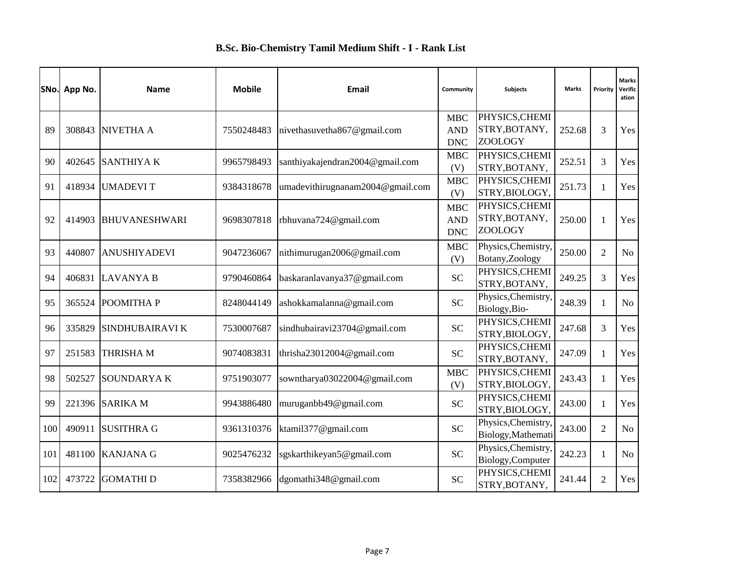## B.Sc. Bio-Chemistry Tamil Medium Shift - I - Rank List

| SNo. | App No. | Name | Mobile | Email | Community | Subjects | Marks | Priority | Marks Verification |
|---|---|---|---|---|---|---|---|---|---|
| 89 | 308843 | NIVETHA A | 7550248483 | nivethasuvetha867@gmail.com | MBC AND DNC | PHYSICS,CHEMISTRY,BOTANY,ZOOLOGY | 252.68 | 3 | Yes |
| 90 | 402645 | SANTHIYA K | 9965798493 | santhiyakajendran2004@gmail.com | MBC (V) | PHYSICS,CHEMISTRY,BOTANY, | 252.51 | 3 | Yes |
| 91 | 418934 | UMADEVI T | 9384318678 | umadevithirugnanam2004@gmail.com | MBC (V) | PHYSICS,CHEMISTRY,BIOLOGY, | 251.73 | 1 | Yes |
| 92 | 414903 | BHUVANESHWARI | 9698307818 | rbhuvana724@gmail.com | MBC AND DNC | PHYSICS,CHEMISTRY,BOTANY,ZOOLOGY | 250.00 | 1 | Yes |
| 93 | 440807 | ANUSHIYADEVI | 9047236067 | nithimurugan2006@gmail.com | MBC (V) | Physics,Chemistry,Botany,Zoology | 250.00 | 2 | No |
| 94 | 406831 | LAVANYA B | 9790460864 | baskaranlavanya37@gmail.com | SC | PHYSICS,CHEMISTRY,BOTANY, | 249.25 | 3 | Yes |
| 95 | 365524 | POOMITHA P | 8248044149 | ashokkamalanna@gmail.com | SC | Physics,Chemistry,Biology,Bio- | 248.39 | 1 | No |
| 96 | 335829 | SINDHUBAIRAVI K | 7530007687 | sindhubairavi23704@gmail.com | SC | PHYSICS,CHEMISTRY,BIOLOGY, | 247.68 | 3 | Yes |
| 97 | 251583 | THRISHA M | 9074083831 | thrisha23012004@gmail.com | SC | PHYSICS,CHEMISTRY,BOTANY, | 247.09 | 1 | Yes |
| 98 | 502527 | SOUNDARYA K | 9751903077 | sowntharya03022004@gmail.com | MBC (V) | PHYSICS,CHEMISTRY,BIOLOGY, | 243.43 | 1 | Yes |
| 99 | 221396 | SARIKA M | 9943886480 | muruganbb49@gmail.com | SC | PHYSICS,CHEMISTRY,BIOLOGY, | 243.00 | 1 | Yes |
| 100 | 490911 | SUSITHRA G | 9361310376 | ktamil377@gmail.com | SC | Physics,Chemistry,Biology,Mathemati | 243.00 | 2 | No |
| 101 | 481100 | KANJANA G | 9025476232 | sgskarthikeyan5@gmail.com | SC | Physics,Chemistry,Biology,Computer | 242.23 | 1 | No |
| 102 | 473722 | GOMATHI D | 7358382966 | dgomathi348@gmail.com | SC | PHYSICS,CHEMISTRY,BOTANY, | 241.44 | 2 | Yes |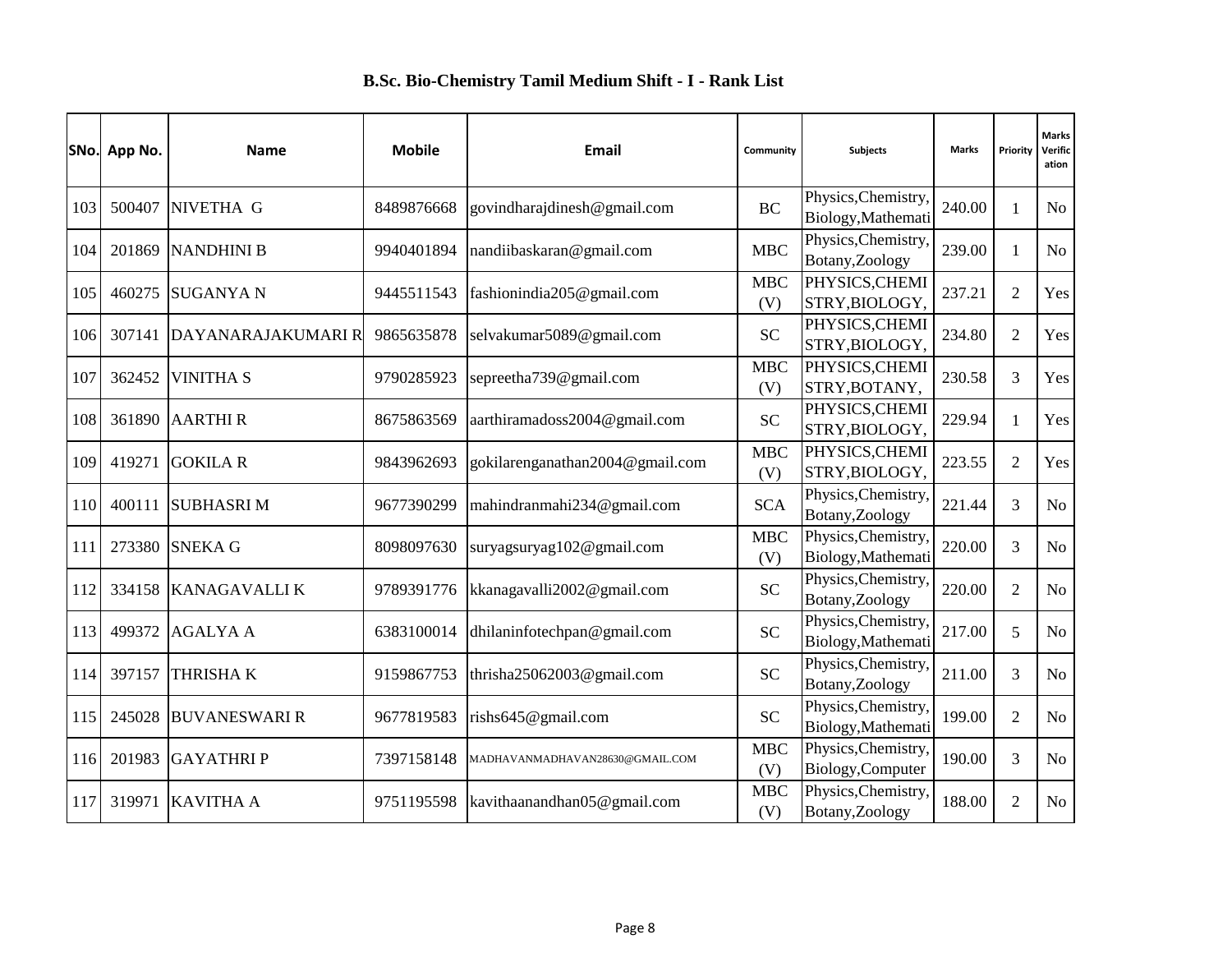# B.Sc. Bio-Chemistry Tamil Medium Shift - I - Rank List

| SNo. | App No. | Name | Mobile | Email | Community | Subjects | Marks | Priority | Marks Verification |
|---|---|---|---|---|---|---|---|---|---|
| 103 | 500407 | NIVETHA G | 8489876668 | govindharajdinesh@gmail.com | BC | Physics,Chemistry, Biology,Mathemati | 240.00 | 1 | No |
| 104 | 201869 | NANDHINI B | 9940401894 | nandiibaskaran@gmail.com | MBC | Physics,Chemistry, Botany,Zoology | 239.00 | 1 | No |
| 105 | 460275 | SUGANYA N | 9445511543 | fashionindia205@gmail.com | MBC (V) | PHYSICS,CHEMI STRY,BIOLOGY, | 237.21 | 2 | Yes |
| 106 | 307141 | DAYANARAJAKUMARI R | 9865635878 | selvakumar5089@gmail.com | SC | PHYSICS,CHEMI STRY,BIOLOGY, | 234.80 | 2 | Yes |
| 107 | 362452 | VINITHA S | 9790285923 | sepreetha739@gmail.com | MBC (V) | PHYSICS,CHEMI STRY,BOTANY, | 230.58 | 3 | Yes |
| 108 | 361890 | AARTHI R | 8675863569 | aarthiramadoss2004@gmail.com | SC | PHYSICS,CHEMI STRY,BIOLOGY, | 229.94 | 1 | Yes |
| 109 | 419271 | GOKILA R | 9843962693 | gokilarenganathan2004@gmail.com | MBC (V) | PHYSICS,CHEMI STRY,BIOLOGY, | 223.55 | 2 | Yes |
| 110 | 400111 | SUBHASRI M | 9677390299 | mahindranmahi234@gmail.com | SCA | Physics,Chemistry, Botany,Zoology | 221.44 | 3 | No |
| 111 | 273380 | SNEKA G | 8098097630 | suryagsuryag102@gmail.com | MBC (V) | Physics,Chemistry, Biology,Mathemati | 220.00 | 3 | No |
| 112 | 334158 | KANAGAVALLI K | 9789391776 | kkanagavalli2002@gmail.com | SC | Physics,Chemistry, Botany,Zoology | 220.00 | 2 | No |
| 113 | 499372 | AGALYA A | 6383100014 | dhilaninfotechpan@gmail.com | SC | Physics,Chemistry, Biology,Mathemati | 217.00 | 5 | No |
| 114 | 397157 | THRISHA K | 9159867753 | thrisha25062003@gmail.com | SC | Physics,Chemistry, Botany,Zoology | 211.00 | 3 | No |
| 115 | 245028 | BUVANESWARI R | 9677819583 | rishs645@gmail.com | SC | Physics,Chemistry, Biology,Mathemati | 199.00 | 2 | No |
| 116 | 201983 | GAYATHRI P | 7397158148 | MADHAVANMADHAVAN28630@GMAIL.COM | MBC (V) | Physics,Chemistry, Biology,Computer | 190.00 | 3 | No |
| 117 | 319971 | KAVITHA A | 9751195598 | kavithaanandhan05@gmail.com | MBC (V) | Physics,Chemistry, Botany,Zoology | 188.00 | 2 | No |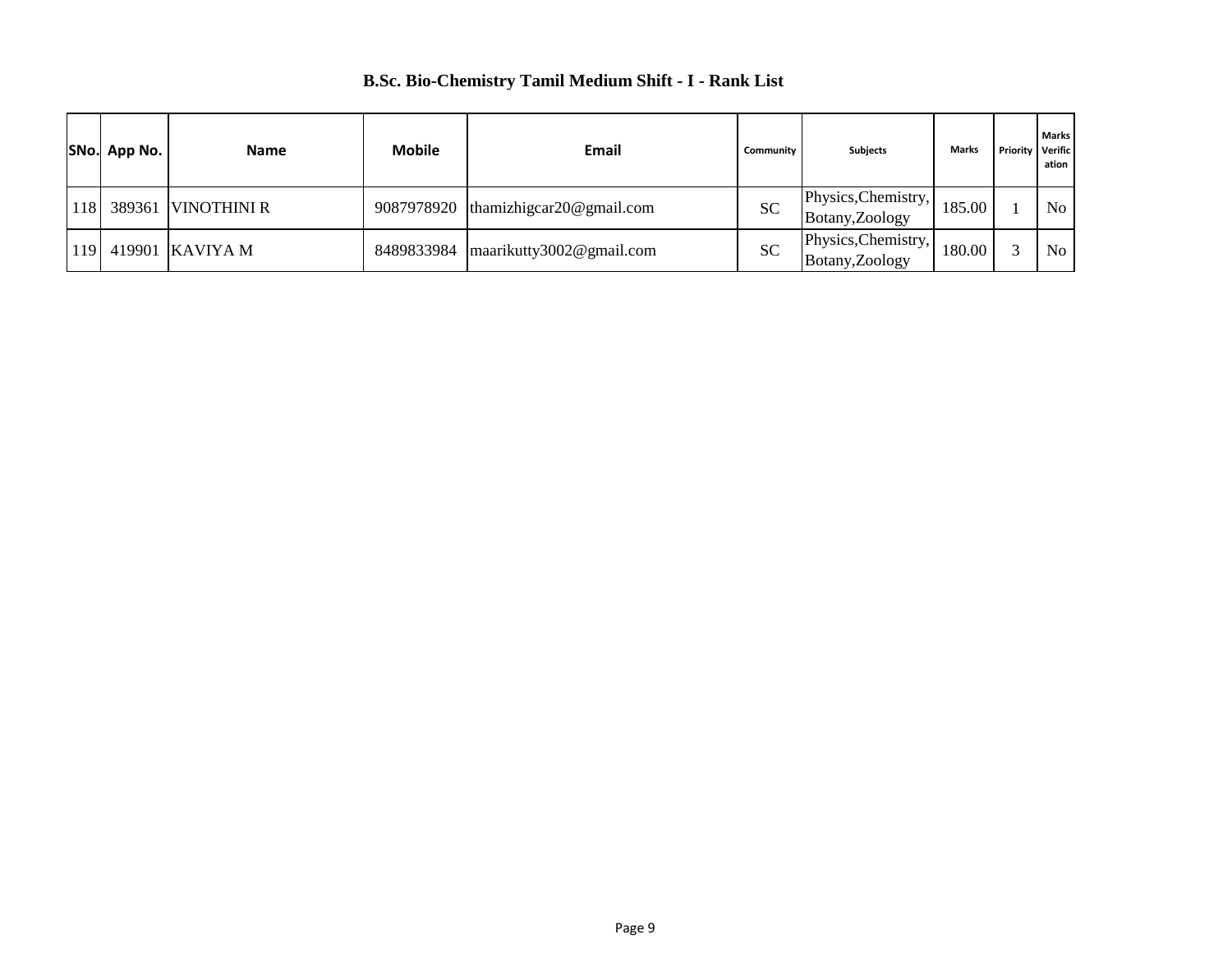**B.Sc. Bio-Chemistry Tamil Medium Shift - I - Rank List**

| SNo. | App No. | Name | Mobile | Email | Community | Subjects | Marks | Priority | Marks Verification |
|---|---|---|---|---|---|---|---|---|---|
| 118 | 389361 | VINOTHINI R | 9087978920 | thamizhigcar20@gmail.com | SC | Physics,Chemistry, Botany,Zoology | 185.00 | 1 | No |
| 119 | 419901 | KAVIYA M | 8489833984 | maarikutty3002@gmail.com | SC | Physics,Chemistry, Botany,Zoology | 180.00 | 3 | No |